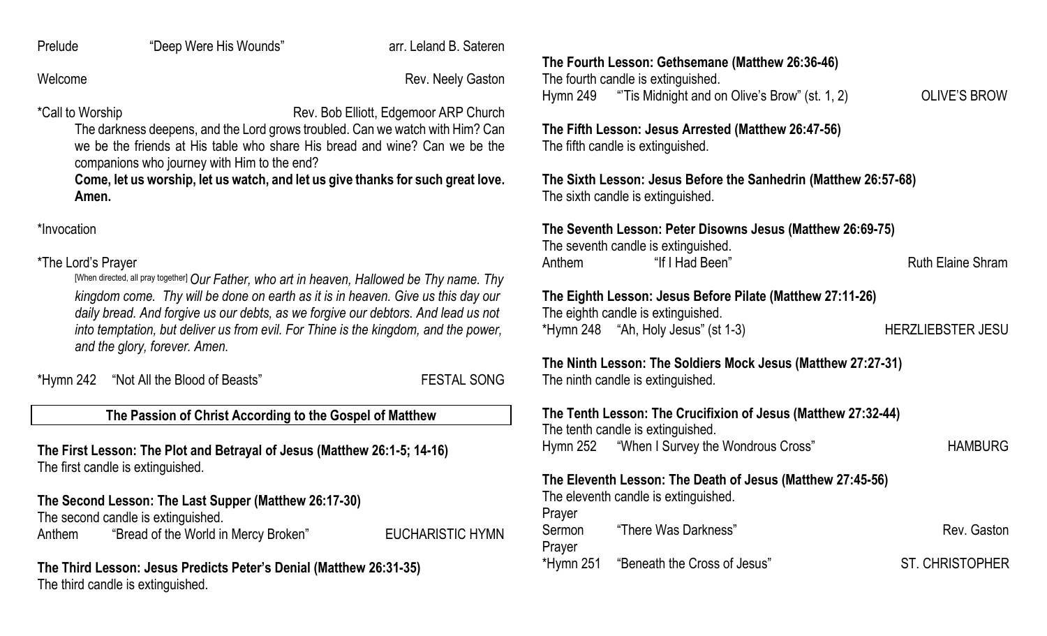Prelude "Deep Were His Wounds" arr. Leland B. Sateren

Welcome Rev. Neely Gaston

*Call to Worship Rev. Bob Elliott, Edgemoor ARP Church

The darkness deepens, and the Lord grows troubled. Can we watch with Him? Can we be the friends at His table who share His bread and wine? Can we be the companions who journey with Him to the end?

**Come, let us worship, let us watch, and let us give thanks for such great love. Amen.**

*Invocation

*The Lord's Prayer

[When directed, all pray together] *Our Father, who art in heaven, Hallowed be Thy name. Thy kingdom come. Thy will be done on earth as it is in heaven. Give us this day our daily bread. And forgive us our debts, as we forgive our debtors. And lead us not into temptation, but deliver us from evil. For Thine is the kingdom, and the power, and the glory, forever. Amen.*

*Hymn 242 "Not All the Blood of Beasts" FESTAL SONG

## The Passion of Christ According to the Gospel of Matthew

**The First Lesson: The Plot and Betrayal of Jesus (Matthew 26:1-5; 14-16)**
The first candle is extinguished.

**The Second Lesson: The Last Supper (Matthew 26:17-30)**
The second candle is extinguished.
Anthem "Bread of the World in Mercy Broken" EUCHARISTIC HYMN

**The Third Lesson: Jesus Predicts Peter's Denial (Matthew 26:31-35)**
The third candle is extinguished.

**The Fourth Lesson: Gethsemane (Matthew 26:36-46)**
The fourth candle is extinguished.
Hymn 249 "'Tis Midnight and on Olive's Brow" (st. 1, 2) OLIVE'S BROW

**The Fifth Lesson: Jesus Arrested (Matthew 26:47-56)**
The fifth candle is extinguished.

**The Sixth Lesson: Jesus Before the Sanhedrin (Matthew 26:57-68)**
The sixth candle is extinguished.

**The Seventh Lesson: Peter Disowns Jesus (Matthew 26:69-75)**
The seventh candle is extinguished.
Anthem "If I Had Been" Ruth Elaine Shram

**The Eighth Lesson: Jesus Before Pilate (Matthew 27:11-26)**
The eighth candle is extinguished.
*Hymn 248 "Ah, Holy Jesus" (st 1-3) HERZLIEBSTER JESU

**The Ninth Lesson: The Soldiers Mock Jesus (Matthew 27:27-31)**
The ninth candle is extinguished.

**The Tenth Lesson: The Crucifixion of Jesus (Matthew 27:32-44)**
The tenth candle is extinguished.
Hymn 252 "When I Survey the Wondrous Cross" HAMBURG

**The Eleventh Lesson: The Death of Jesus (Matthew 27:45-56)**
The eleventh candle is extinguished.
Prayer
Sermon "There Was Darkness" Rev. Gaston
Prayer
*Hymn 251 "Beneath the Cross of Jesus" ST. CHRISTOPHER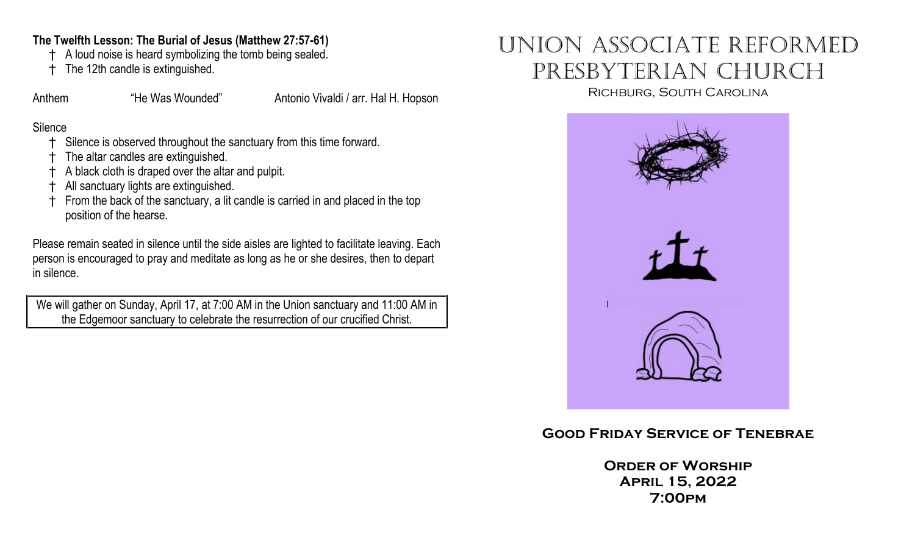**The Twelfth Lesson: The Burial of Jesus (Matthew 27:57-61)**

- † A loud noise is heard symbolizing the tomb being sealed.
- † The 12th candle is extinguished.

Anthem "He Was Wounded" Antonio Vivaldi / arr. Hal H. Hopson

Silence

- † Silence is observed throughout the sanctuary from this time forward.
- † The altar candles are extinguished.
- † A black cloth is draped over the altar and pulpit.
- † All sanctuary lights are extinguished.
- † From the back of the sanctuary, a lit candle is carried in and placed in the top position of the hearse.

Please remain seated in silence until the side aisles are lighted to facilitate leaving. Each person is encouraged to pray and meditate as long as he or she desires, then to depart in silence.

We will gather on Sunday, April 17, at 7:00 AM in the Union sanctuary and 11:00 AM in the Edgemoor sanctuary to celebrate the resurrection of our crucified Christ.

# Union Associate Reformed Presbyterian Church

Richburg, South Carolina

## Good Friday Service of Tenebrae

**Order of Worship**
**April 15, 2022**
**7:00pm**